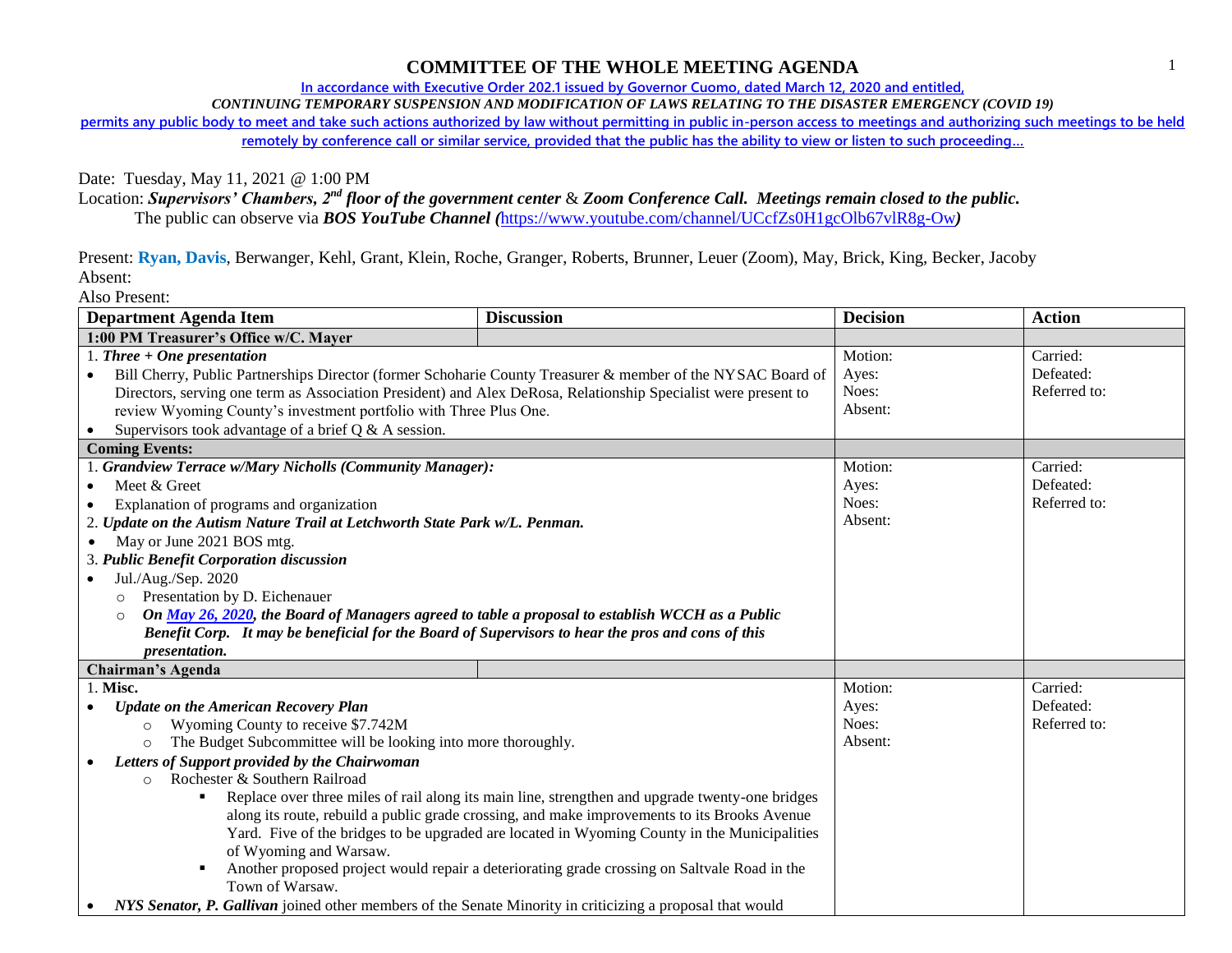# COMMITTEE OF THE WHOLE MEETING AGENDA

In accordance with Executive Order 202.1 issued by Governor Cuomo, dated March 12, 2020 and entitled,

*CONTINUING TEMPORARY SUSPENSION AND MODIFICATION OF LAWS RELATING TO THE DISASTER EMERGENCY (COVID 19)*

permits any public body to meet and take such actions authorized by law without permitting in public in-person access to meetings and authorizing such meetings to be held remotely by conference call or similar service, provided that the public has the ability to view or listen to such proceeding…

Date: Tuesday, May 11, 2021 @ 1:00 PM

Location: ***Supervisors' Chambers, 2nd floor of the government center*** & ***Zoom Conference Call. Meetings remain closed to the public.***

The public can observe via ***BOS YouTube Channel (***https://www.youtube.com/channel/UCcfZs0H1gcOlb67vlR8g-Ow***)***

Present: **Ryan, Davis**, Berwanger, Kehl, Grant, Klein, Roche, Granger, Roberts, Brunner, Leuer (Zoom), May, Brick, King, Becker, Jacoby

Absent:

Also Present:

| Department Agenda Item | Discussion | Decision | Action |
|---|---|---|---|
| **1:00 PM Treasurer's Office w/C. Mayer** | | | |
| 1. ***Three + One presentation***<br>• Bill Cherry, Public Partnerships Director (former Schoharie County Treasurer & member of the NYSAC Board of Directors, serving one term as Association President) and Alex DeRosa, Relationship Specialist were present to review Wyoming County's investment portfolio with Three Plus One.<br>• Supervisors took advantage of a brief Q & A session. | | Motion:<br>Ayes:<br>Noes:<br>Absent: | Carried:<br>Defeated:<br>Referred to: |
| **Coming Events:** | | | |
| 1. ***Grandview Terrace w/Mary Nicholls (Community Manager):***<br>• Meet & Greet<br>• Explanation of programs and organization<br>2. ***Update on the Autism Nature Trail at Letchworth State Park w/L. Penman.***<br>• May or June 2021 BOS mtg.<br>3. ***Public Benefit Corporation discussion***<br>• Jul./Aug./Sep. 2020<br>  ○ Presentation by D. Eichenauer<br>  ○ ***On May 26, 2020, the Board of Managers agreed to table a proposal to establish WCCH as a Public Benefit Corp. It may be beneficial for the Board of Supervisors to hear the pros and cons of this presentation.*** | | Motion:<br>Ayes:<br>Noes:<br>Absent: | Carried:<br>Defeated:<br>Referred to: |
| **Chairman's Agenda** | | | |
| 1. **Misc.**<br>• ***Update on the American Recovery Plan***<br>  ○ Wyoming County to receive $7.742M<br>  ○ The Budget Subcommittee will be looking into more thoroughly.<br>• ***Letters of Support provided by the Chairwoman***<br>  ○ Rochester & Southern Railroad<br>    ▪ Replace over three miles of rail along its main line, strengthen and upgrade twenty-one bridges along its route, rebuild a public grade crossing, and make improvements to its Brooks Avenue Yard. Five of the bridges to be upgraded are located in Wyoming County in the Municipalities of Wyoming and Warsaw.<br>    ▪ Another proposed project would repair a deteriorating grade crossing on Saltvale Road in the Town of Warsaw.<br>• ***NYS Senator, P. Gallivan*** joined other members of the Senate Minority in criticizing a proposal that would | | Motion:<br>Ayes:<br>Noes:<br>Absent: | Carried:<br>Defeated:<br>Referred to: |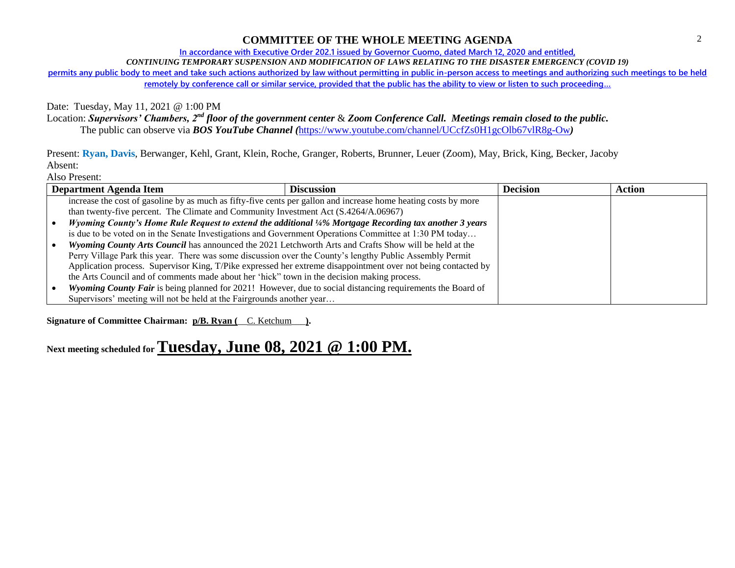# COMMITTEE OF THE WHOLE MEETING AGENDA

**In accordance with Executive Order 202.1 issued by Governor Cuomo, dated March 12, 2020 and entitled,**

***CONTINUING TEMPORARY SUSPENSION AND MODIFICATION OF LAWS RELATING TO THE DISASTER EMERGENCY (COVID 19)***

**permits any public body to meet and take such actions authorized by law without permitting in public in-person access to meetings and authorizing such meetings to be held remotely by conference call or similar service, provided that the public has the ability to view or listen to such proceeding…**

Date: Tuesday, May 11, 2021 @ 1:00 PM

Location: ***Supervisors' Chambers, 2nd floor of the government center*** & ***Zoom Conference Call. Meetings remain closed to the public.***
The public can observe via ***BOS YouTube Channel (***https://www.youtube.com/channel/UCcfZs0H1gcOlb67vlR8g-Ow***)***

Present: **Ryan, Davis**, Berwanger, Kehl, Grant, Klein, Roche, Granger, Roberts, Brunner, Leuer (Zoom), May, Brick, King, Becker, Jacoby
Absent:
Also Present:

| Department Agenda Item | Discussion | Decision | Action |
|---|---|---|---|
| increase the cost of gasoline by as much as fifty-five cents per gallon and increase home heating costs by more than twenty-five percent. The Climate and Community Investment Act (S.4264/A.06967)<br>• ***Wyoming County's Home Rule Request to extend the additional ¼% Mortgage Recording tax another 3 years*** is due to be voted on in the Senate Investigations and Government Operations Committee at 1:30 PM today…<br>• ***Wyoming County Arts Council*** has announced the 2021 Letchworth Arts and Crafts Show will be held at the Perry Village Park this year. There was some discussion over the County's lengthy Public Assembly Permit Application process. Supervisor King, T/Pike expressed her extreme disappointment over not being contacted by the Arts Council and of comments made about her 'hick" town in the decision making process.<br>• ***Wyoming County Fair*** is being planned for 2021! However, due to social distancing requirements the Board of Supervisors' meeting will not be held at the Fairgrounds another year… | | | |

**Signature of Committee Chairman: p/B. Ryan (__C. Ketchum___).**

**Next meeting scheduled for Tuesday, June 08, 2021 @ 1:00 PM.**